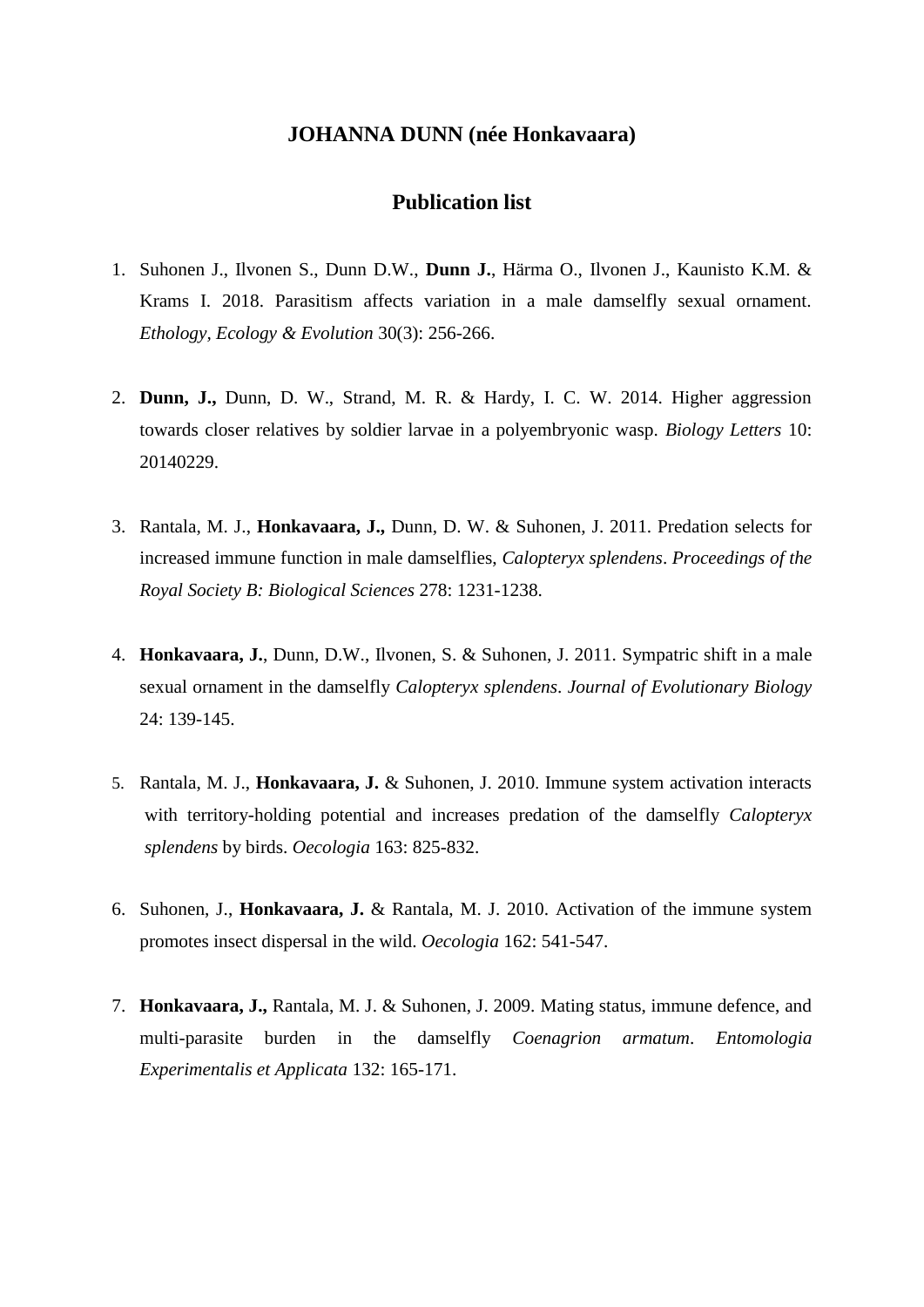# JOHANNA DUNN (née Honkavaara)

## Publication list

1. Suhonen J., Ilvonen S., Dunn D.W., **Dunn J.**, Härma O., Ilvonen J., Kaunisto K.M. & Krams I. 2018. Parasitism affects variation in a male damselfly sexual ornament. *Ethology, Ecology & Evolution* 30(3): 256-266.

2. **Dunn, J.,** Dunn, D. W., Strand, M. R. & Hardy, I. C. W. 2014. Higher aggression towards closer relatives by soldier larvae in a polyembryonic wasp. *Biology Letters* 10: 20140229.

3. Rantala, M. J., **Honkavaara, J.,** Dunn, D. W. & Suhonen, J. 2011. Predation selects for increased immune function in male damselflies, *Calopteryx splendens*. *Proceedings of the Royal Society B: Biological Sciences* 278: 1231-1238.

4. **Honkavaara, J.**, Dunn, D.W., Ilvonen, S. & Suhonen, J. 2011. Sympatric shift in a male sexual ornament in the damselfly *Calopteryx splendens*. *Journal of Evolutionary Biology* 24: 139-145.

5. Rantala, M. J., **Honkavaara, J.** & Suhonen, J. 2010. Immune system activation interacts with territory-holding potential and increases predation of the damselfly *Calopteryx splendens* by birds. *Oecologia* 163: 825-832.

6. Suhonen, J., **Honkavaara, J.** & Rantala, M. J. 2010. Activation of the immune system promotes insect dispersal in the wild. *Oecologia* 162: 541-547.

7. **Honkavaara, J.,** Rantala, M. J. & Suhonen, J. 2009. Mating status, immune defence, and multi-parasite burden in the damselfly *Coenagrion armatum*. *Entomologia Experimentalis et Applicata* 132: 165-171.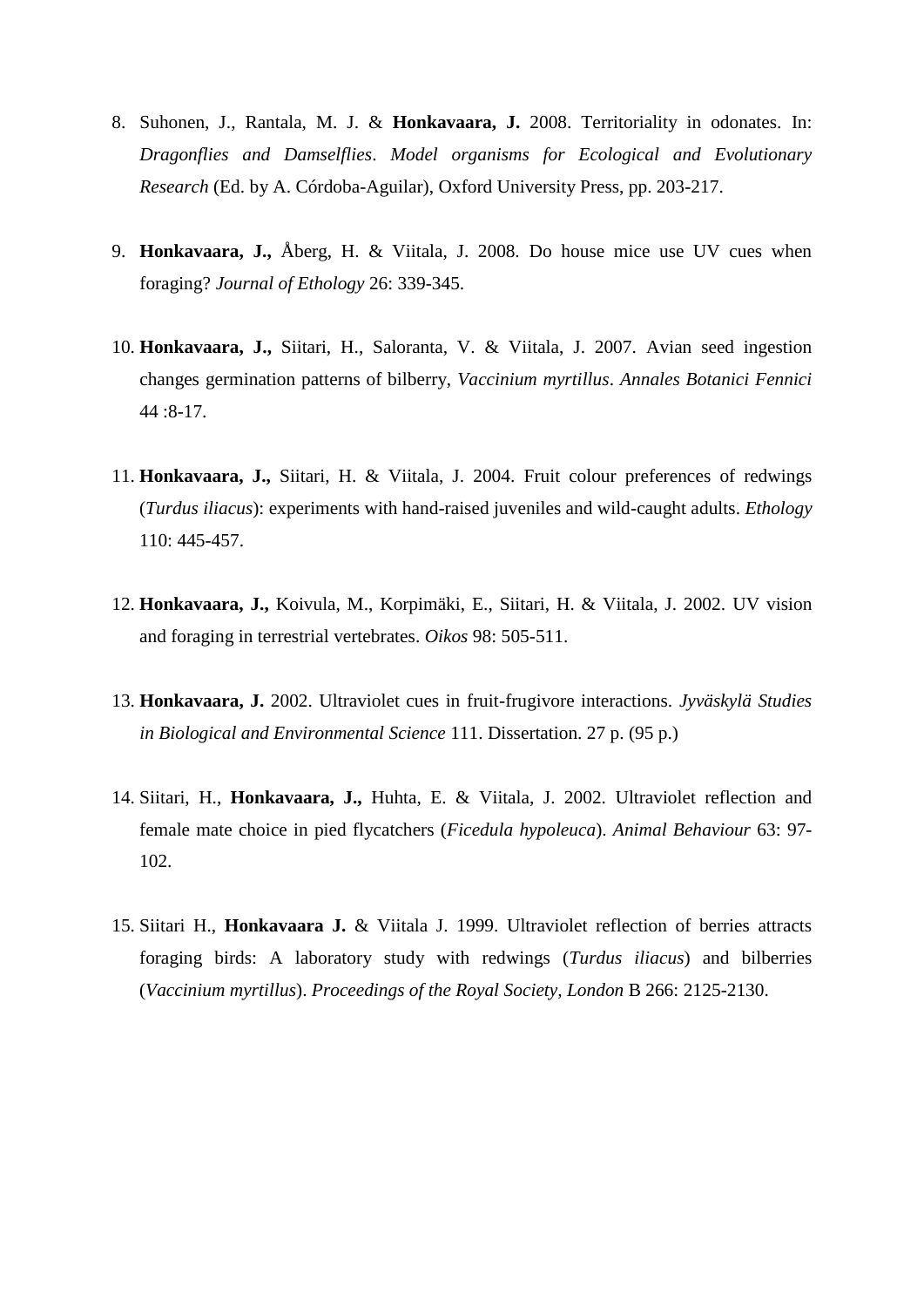8. Suhonen, J., Rantala, M. J. & **Honkavaara, J.** 2008. Territoriality in odonates. In: *Dragonflies and Damselflies*. *Model organisms for Ecological and Evolutionary Research* (Ed. by A. Córdoba-Aguilar), Oxford University Press, pp. 203-217.

9. **Honkavaara, J.,** Åberg, H. & Viitala, J. 2008. Do house mice use UV cues when foraging? *Journal of Ethology* 26: 339-345.

10. **Honkavaara, J.,** Siitari, H., Saloranta, V. & Viitala, J. 2007. Avian seed ingestion changes germination patterns of bilberry, *Vaccinium myrtillus*. *Annales Botanici Fennici* 44 :8-17.

11. **Honkavaara, J.,** Siitari, H. & Viitala, J. 2004. Fruit colour preferences of redwings (*Turdus iliacus*): experiments with hand-raised juveniles and wild-caught adults. *Ethology* 110: 445-457.

12. **Honkavaara, J.,** Koivula, M., Korpimäki, E., Siitari, H. & Viitala, J. 2002. UV vision and foraging in terrestrial vertebrates. *Oikos* 98: 505-511.

13. **Honkavaara, J.** 2002. Ultraviolet cues in fruit-frugivore interactions. *Jyväskylä Studies in Biological and Environmental Science* 111. Dissertation. 27 p. (95 p.)

14. Siitari, H., **Honkavaara, J.,** Huhta, E. & Viitala, J. 2002. Ultraviolet reflection and female mate choice in pied flycatchers (*Ficedula hypoleuca*). *Animal Behaviour* 63: 97-102.

15. Siitari H., **Honkavaara J.** & Viitala J. 1999. Ultraviolet reflection of berries attracts foraging birds: A laboratory study with redwings (*Turdus iliacus*) and bilberries (*Vaccinium myrtillus*). *Proceedings of the Royal Society, London* B 266: 2125-2130.